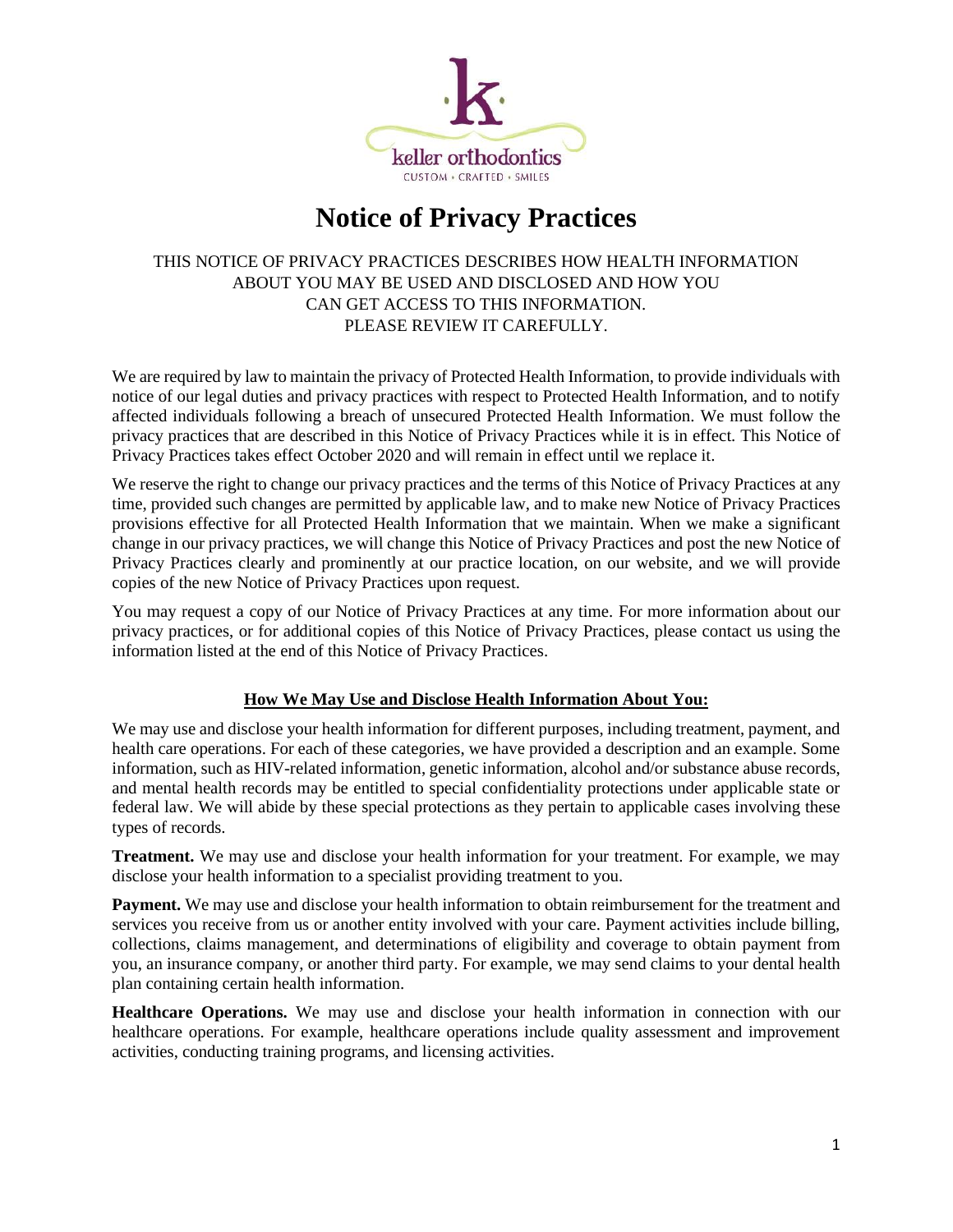keller orthodontics

CUSTOM • CRAFTED • SMILES

# Notice of Privacy Practices

THIS NOTICE OF PRIVACY PRACTICES DESCRIBES HOW HEALTH INFORMATION ABOUT YOU MAY BE USED AND DISCLOSED AND HOW YOU CAN GET ACCESS TO THIS INFORMATION. PLEASE REVIEW IT CAREFULLY.

We are required by law to maintain the privacy of Protected Health Information, to provide individuals with notice of our legal duties and privacy practices with respect to Protected Health Information, and to notify affected individuals following a breach of unsecured Protected Health Information. We must follow the privacy practices that are described in this Notice of Privacy Practices while it is in effect. This Notice of Privacy Practices takes effect October 2020 and will remain in effect until we replace it.

We reserve the right to change our privacy practices and the terms of this Notice of Privacy Practices at any time, provided such changes are permitted by applicable law, and to make new Notice of Privacy Practices provisions effective for all Protected Health Information that we maintain. When we make a significant change in our privacy practices, we will change this Notice of Privacy Practices and post the new Notice of Privacy Practices clearly and prominently at our practice location, on our website, and we will provide copies of the new Notice of Privacy Practices upon request.

You may request a copy of our Notice of Privacy Practices at any time. For more information about our privacy practices, or for additional copies of this Notice of Privacy Practices, please contact us using the information listed at the end of this Notice of Privacy Practices.

## How We May Use and Disclose Health Information About You:

We may use and disclose your health information for different purposes, including treatment, payment, and health care operations. For each of these categories, we have provided a description and an example. Some information, such as HIV-related information, genetic information, alcohol and/or substance abuse records, and mental health records may be entitled to special confidentiality protections under applicable state or federal law. We will abide by these special protections as they pertain to applicable cases involving these types of records.

**Treatment.** We may use and disclose your health information for your treatment. For example, we may disclose your health information to a specialist providing treatment to you.

**Payment.** We may use and disclose your health information to obtain reimbursement for the treatment and services you receive from us or another entity involved with your care. Payment activities include billing, collections, claims management, and determinations of eligibility and coverage to obtain payment from you, an insurance company, or another third party. For example, we may send claims to your dental health plan containing certain health information.

**Healthcare Operations.** We may use and disclose your health information in connection with our healthcare operations. For example, healthcare operations include quality assessment and improvement activities, conducting training programs, and licensing activities.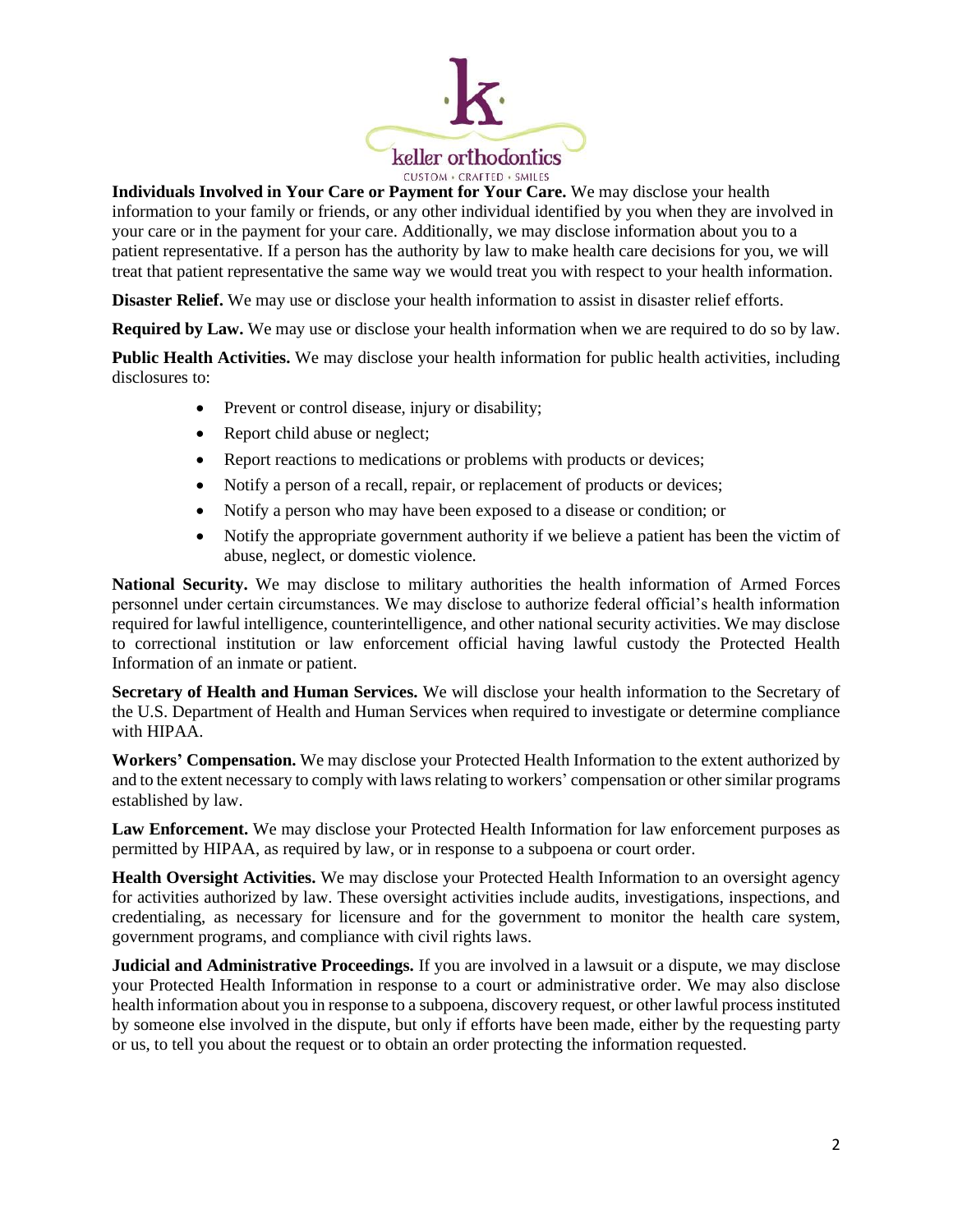**Individuals Involved in Your Care or Payment for Your Care.** We may disclose your health information to your family or friends, or any other individual identified by you when they are involved in your care or in the payment for your care. Additionally, we may disclose information about you to a patient representative. If a person has the authority by law to make health care decisions for you, we will treat that patient representative the same way we would treat you with respect to your health information.

**Disaster Relief.** We may use or disclose your health information to assist in disaster relief efforts.

**Required by Law.** We may use or disclose your health information when we are required to do so by law.

**Public Health Activities.** We may disclose your health information for public health activities, including disclosures to:

- Prevent or control disease, injury or disability;
- Report child abuse or neglect;
- Report reactions to medications or problems with products or devices;
- Notify a person of a recall, repair, or replacement of products or devices;
- Notify a person who may have been exposed to a disease or condition; or
- Notify the appropriate government authority if we believe a patient has been the victim of abuse, neglect, or domestic violence.

**National Security.** We may disclose to military authorities the health information of Armed Forces personnel under certain circumstances. We may disclose to authorize federal official's health information required for lawful intelligence, counterintelligence, and other national security activities. We may disclose to correctional institution or law enforcement official having lawful custody the Protected Health Information of an inmate or patient.

**Secretary of Health and Human Services.** We will disclose your health information to the Secretary of the U.S. Department of Health and Human Services when required to investigate or determine compliance with HIPAA.

**Workers' Compensation.** We may disclose your Protected Health Information to the extent authorized by and to the extent necessary to comply with laws relating to workers' compensation or other similar programs established by law.

**Law Enforcement.** We may disclose your Protected Health Information for law enforcement purposes as permitted by HIPAA, as required by law, or in response to a subpoena or court order.

**Health Oversight Activities.** We may disclose your Protected Health Information to an oversight agency for activities authorized by law. These oversight activities include audits, investigations, inspections, and credentialing, as necessary for licensure and for the government to monitor the health care system, government programs, and compliance with civil rights laws.

**Judicial and Administrative Proceedings.** If you are involved in a lawsuit or a dispute, we may disclose your Protected Health Information in response to a court or administrative order. We may also disclose health information about you in response to a subpoena, discovery request, or other lawful process instituted by someone else involved in the dispute, but only if efforts have been made, either by the requesting party or us, to tell you about the request or to obtain an order protecting the information requested.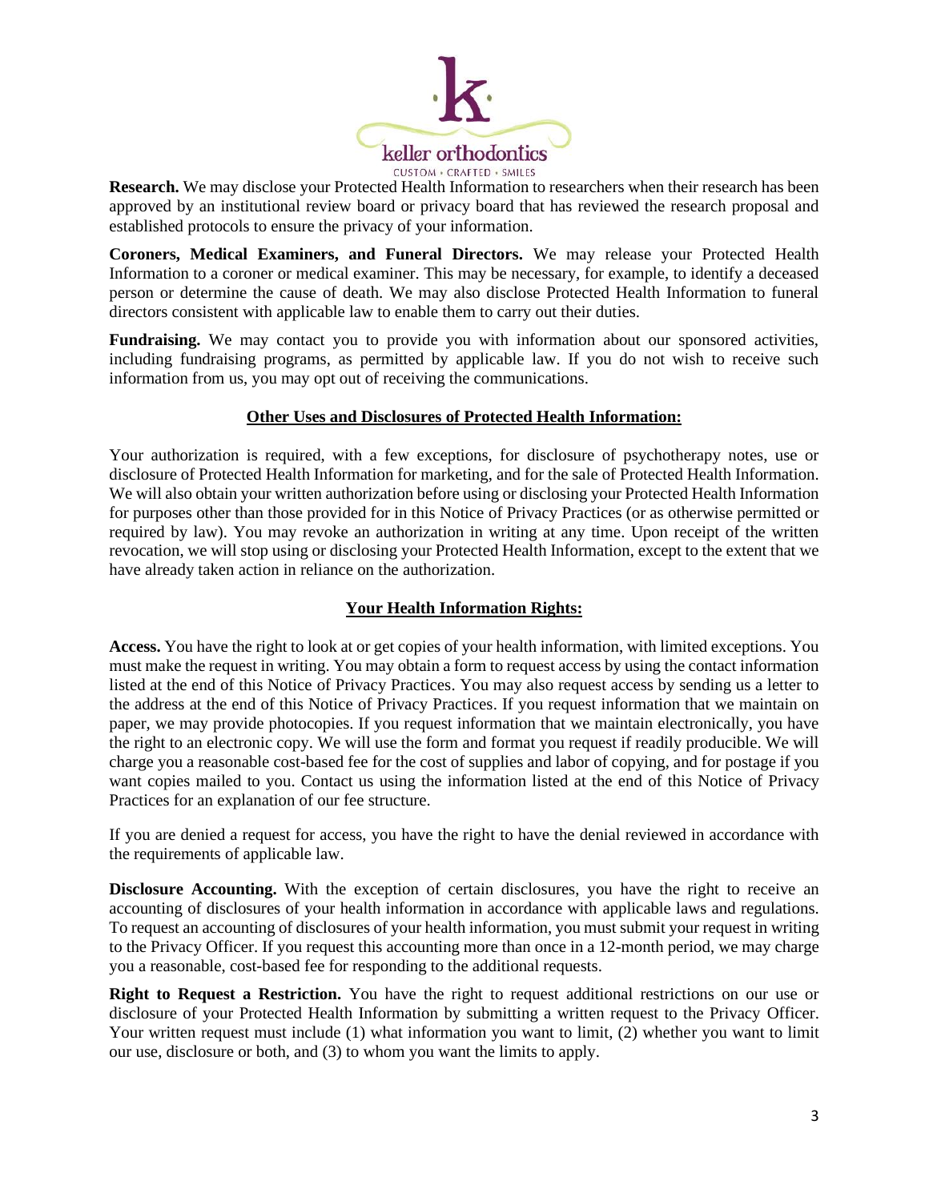**Research.** We may disclose your Protected Health Information to researchers when their research has been approved by an institutional review board or privacy board that has reviewed the research proposal and established protocols to ensure the privacy of your information.

**Coroners, Medical Examiners, and Funeral Directors.** We may release your Protected Health Information to a coroner or medical examiner. This may be necessary, for example, to identify a deceased person or determine the cause of death. We may also disclose Protected Health Information to funeral directors consistent with applicable law to enable them to carry out their duties.

**Fundraising.** We may contact you to provide you with information about our sponsored activities, including fundraising programs, as permitted by applicable law. If you do not wish to receive such information from us, you may opt out of receiving the communications.

## Other Uses and Disclosures of Protected Health Information:

Your authorization is required, with a few exceptions, for disclosure of psychotherapy notes, use or disclosure of Protected Health Information for marketing, and for the sale of Protected Health Information. We will also obtain your written authorization before using or disclosing your Protected Health Information for purposes other than those provided for in this Notice of Privacy Practices (or as otherwise permitted or required by law). You may revoke an authorization in writing at any time. Upon receipt of the written revocation, we will stop using or disclosing your Protected Health Information, except to the extent that we have already taken action in reliance on the authorization.

## Your Health Information Rights:

**Access.** You have the right to look at or get copies of your health information, with limited exceptions. You must make the request in writing. You may obtain a form to request access by using the contact information listed at the end of this Notice of Privacy Practices. You may also request access by sending us a letter to the address at the end of this Notice of Privacy Practices. If you request information that we maintain on paper, we may provide photocopies. If you request information that we maintain electronically, you have the right to an electronic copy. We will use the form and format you request if readily producible. We will charge you a reasonable cost-based fee for the cost of supplies and labor of copying, and for postage if you want copies mailed to you. Contact us using the information listed at the end of this Notice of Privacy Practices for an explanation of our fee structure.

If you are denied a request for access, you have the right to have the denial reviewed in accordance with the requirements of applicable law.

**Disclosure Accounting.** With the exception of certain disclosures, you have the right to receive an accounting of disclosures of your health information in accordance with applicable laws and regulations. To request an accounting of disclosures of your health information, you must submit your request in writing to the Privacy Officer. If you request this accounting more than once in a 12-month period, we may charge you a reasonable, cost-based fee for responding to the additional requests.

**Right to Request a Restriction.** You have the right to request additional restrictions on our use or disclosure of your Protected Health Information by submitting a written request to the Privacy Officer. Your written request must include (1) what information you want to limit, (2) whether you want to limit our use, disclosure or both, and (3) to whom you want the limits to apply.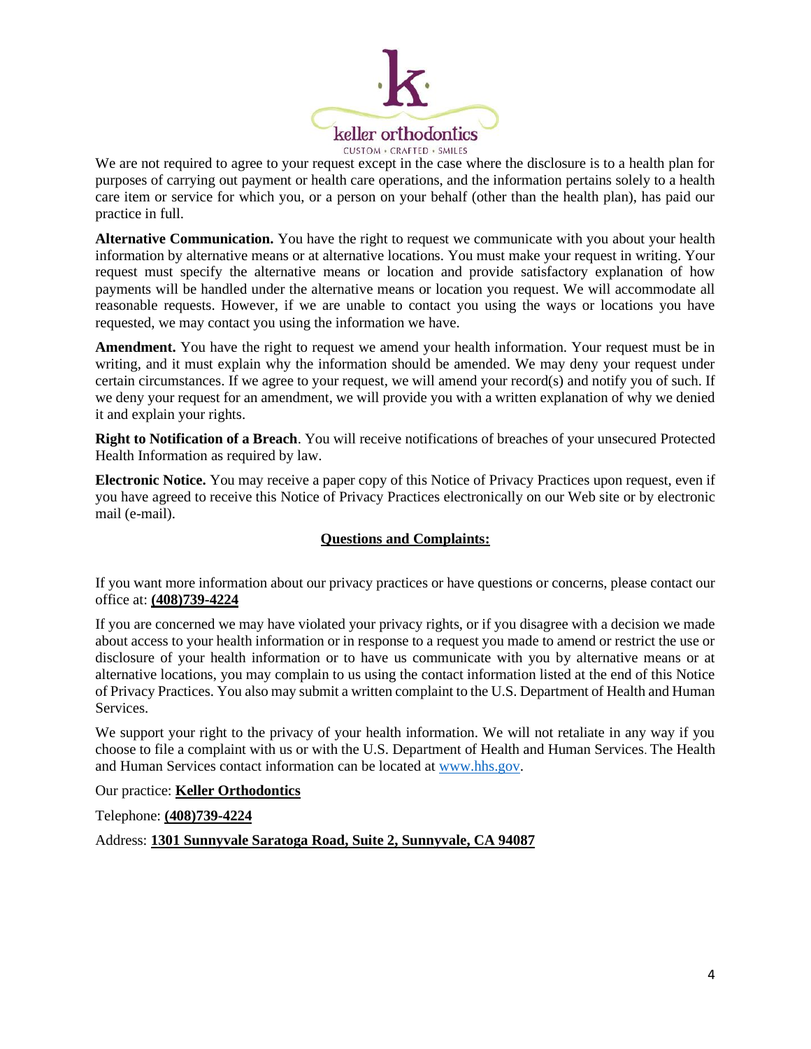We are not required to agree to your request except in the case where the disclosure is to a health plan for purposes of carrying out payment or health care operations, and the information pertains solely to a health care item or service for which you, or a person on your behalf (other than the health plan), has paid our practice in full.

**Alternative Communication.** You have the right to request we communicate with you about your health information by alternative means or at alternative locations. You must make your request in writing. Your request must specify the alternative means or location and provide satisfactory explanation of how payments will be handled under the alternative means or location you request. We will accommodate all reasonable requests. However, if we are unable to contact you using the ways or locations you have requested, we may contact you using the information we have.

**Amendment.** You have the right to request we amend your health information. Your request must be in writing, and it must explain why the information should be amended. We may deny your request under certain circumstances. If we agree to your request, we will amend your record(s) and notify you of such. If we deny your request for an amendment, we will provide you with a written explanation of why we denied it and explain your rights.

**Right to Notification of a Breach**. You will receive notifications of breaches of your unsecured Protected Health Information as required by law.

**Electronic Notice.** You may receive a paper copy of this Notice of Privacy Practices upon request, even if you have agreed to receive this Notice of Privacy Practices electronically on our Web site or by electronic mail (e-mail).

## Questions and Complaints:

If you want more information about our privacy practices or have questions or concerns, please contact our office at: **(408)739-4224**

If you are concerned we may have violated your privacy rights, or if you disagree with a decision we made about access to your health information or in response to a request you made to amend or restrict the use or disclosure of your health information or to have us communicate with you by alternative means or at alternative locations, you may complain to us using the contact information listed at the end of this Notice of Privacy Practices. You also may submit a written complaint to the U.S. Department of Health and Human Services.

We support your right to the privacy of your health information. We will not retaliate in any way if you choose to file a complaint with us or with the U.S. Department of Health and Human Services. The Health and Human Services contact information can be located at www.hhs.gov.

Our practice: **Keller Orthodontics**

Telephone: **(408)739-4224**

Address: **1301 Sunnyvale Saratoga Road, Suite 2, Sunnyvale, CA 94087**